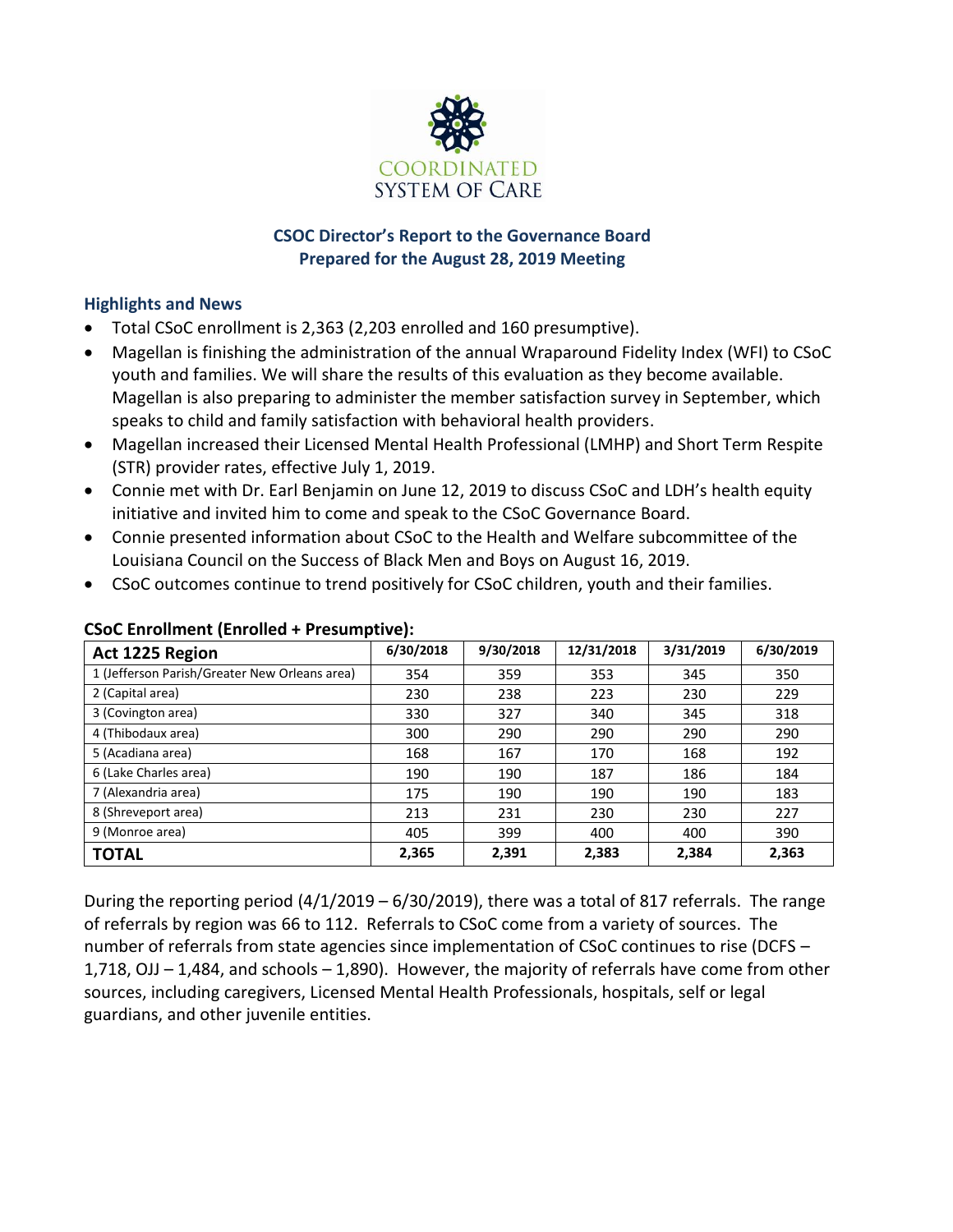COORDINATED SYSTEM OF CARE

# CSOC Director's Report to the Governance Board
## Prepared for the August 28, 2019 Meeting

### Highlights and News

- Total CSoC enrollment is 2,363 (2,203 enrolled and 160 presumptive).
- Magellan is finishing the administration of the annual Wraparound Fidelity Index (WFI) to CSoC youth and families. We will share the results of this evaluation as they become available. Magellan is also preparing to administer the member satisfaction survey in September, which speaks to child and family satisfaction with behavioral health providers.
- Magellan increased their Licensed Mental Health Professional (LMHP) and Short Term Respite (STR) provider rates, effective July 1, 2019.
- Connie met with Dr. Earl Benjamin on June 12, 2019 to discuss CSoC and LDH's health equity initiative and invited him to come and speak to the CSoC Governance Board.
- Connie presented information about CSoC to the Health and Welfare subcommittee of the Louisiana Council on the Success of Black Men and Boys on August 16, 2019.
- CSoC outcomes continue to trend positively for CSoC children, youth and their families.

### CSoC Enrollment (Enrolled + Presumptive):

| Act 1225 Region | 6/30/2018 | 9/30/2018 | 12/31/2018 | 3/31/2019 | 6/30/2019 |
|---|---|---|---|---|---|
| 1 (Jefferson Parish/Greater New Orleans area) | 354 | 359 | 353 | 345 | 350 |
| 2 (Capital area) | 230 | 238 | 223 | 230 | 229 |
| 3 (Covington area) | 330 | 327 | 340 | 345 | 318 |
| 4 (Thibodaux area) | 300 | 290 | 290 | 290 | 290 |
| 5 (Acadiana area) | 168 | 167 | 170 | 168 | 192 |
| 6 (Lake Charles area) | 190 | 190 | 187 | 186 | 184 |
| 7 (Alexandria area) | 175 | 190 | 190 | 190 | 183 |
| 8 (Shreveport area) | 213 | 231 | 230 | 230 | 227 |
| 9 (Monroe area) | 405 | 399 | 400 | 400 | 390 |
| **TOTAL** | **2,365** | **2,391** | **2,383** | **2,384** | **2,363** |

During the reporting period (4/1/2019 – 6/30/2019), there was a total of 817 referrals. The range of referrals by region was 66 to 112. Referrals to CSoC come from a variety of sources. The number of referrals from state agencies since implementation of CSoC continues to rise (DCFS – 1,718, OJJ – 1,484, and schools – 1,890). However, the majority of referrals have come from other sources, including caregivers, Licensed Mental Health Professionals, hospitals, self or legal guardians, and other juvenile entities.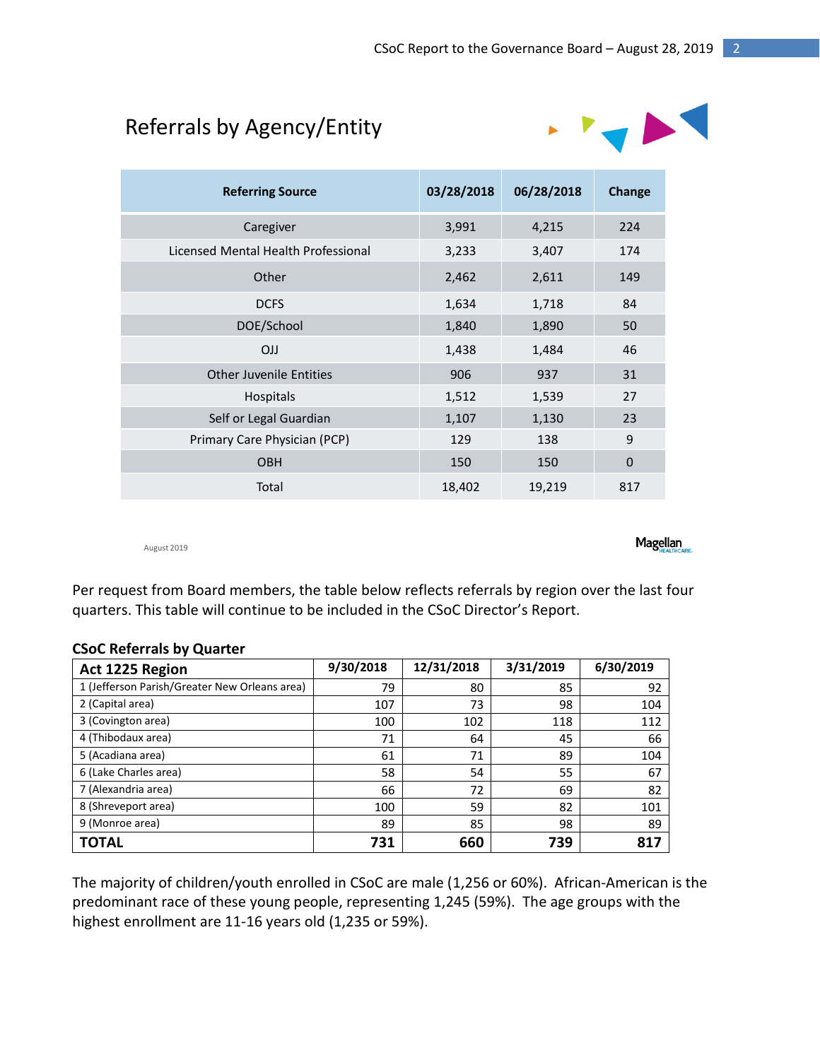## Referrals by Agency/Entity

| Referring Source | 03/28/2018 | 06/28/2018 | Change |
|---|---|---|---|
| Caregiver | 3,991 | 4,215 | 224 |
| Licensed Mental Health Professional | 3,233 | 3,407 | 174 |
| Other | 2,462 | 2,611 | 149 |
| DCFS | 1,634 | 1,718 | 84 |
| DOE/School | 1,840 | 1,890 | 50 |
| OJJ | 1,438 | 1,484 | 46 |
| Other Juvenile Entities | 906 | 937 | 31 |
| Hospitals | 1,512 | 1,539 | 27 |
| Self or Legal Guardian | 1,107 | 1,130 | 23 |
| Primary Care Physician (PCP) | 129 | 138 | 9 |
| OBH | 150 | 150 | 0 |
| Total | 18,402 | 19,219 | 817 |

August 2019

Magellan HEALTHCARE.

Per request from Board members, the table below reflects referrals by region over the last four quarters. This table will continue to be included in the CSoC Director's Report.

**CSoC Referrals by Quarter**

| Act 1225 Region | 9/30/2018 | 12/31/2018 | 3/31/2019 | 6/30/2019 |
|---|---|---|---|---|
| 1 (Jefferson Parish/Greater New Orleans area) | 79 | 80 | 85 | 92 |
| 2 (Capital area) | 107 | 73 | 98 | 104 |
| 3 (Covington area) | 100 | 102 | 118 | 112 |
| 4 (Thibodaux area) | 71 | 64 | 45 | 66 |
| 5 (Acadiana area) | 61 | 71 | 89 | 104 |
| 6 (Lake Charles area) | 58 | 54 | 55 | 67 |
| 7 (Alexandria area) | 66 | 72 | 69 | 82 |
| 8 (Shreveport area) | 100 | 59 | 82 | 101 |
| 9 (Monroe area) | 89 | 85 | 98 | 89 |
| **TOTAL** | **731** | **660** | **739** | **817** |

The majority of children/youth enrolled in CSoC are male (1,256 or 60%). African-American is the predominant race of these young people, representing 1,245 (59%). The age groups with the highest enrollment are 11-16 years old (1,235 or 59%).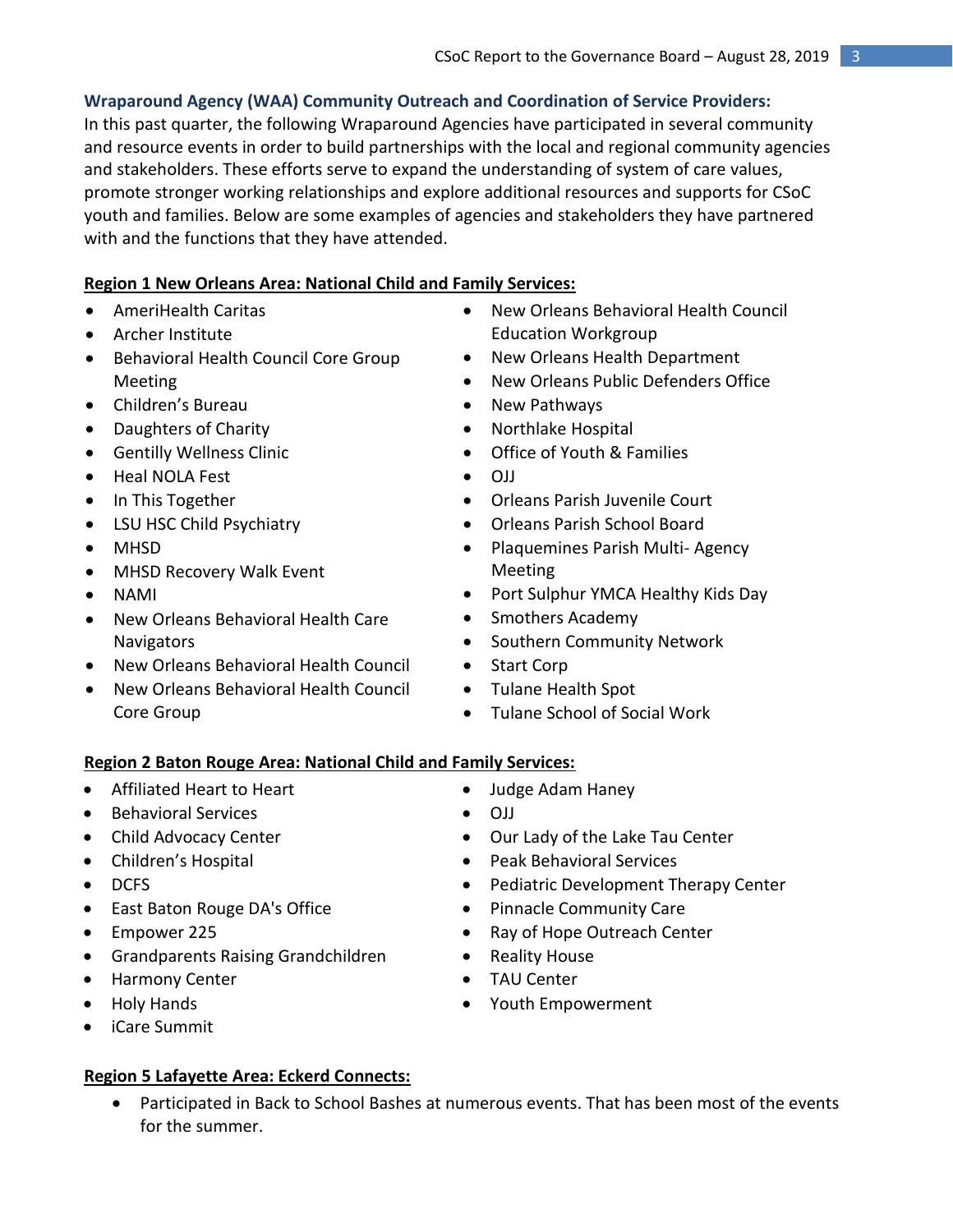**Wraparound Agency (WAA) Community Outreach and Coordination of Service Providers:**

In this past quarter, the following Wraparound Agencies have participated in several community and resource events in order to build partnerships with the local and regional community agencies and stakeholders. These efforts serve to expand the understanding of system of care values, promote stronger working relationships and explore additional resources and supports for CSoC youth and families. Below are some examples of agencies and stakeholders they have partnered with and the functions that they have attended.

**Region 1 New Orleans Area: National Child and Family Services:**

- AmeriHealth Caritas
- Archer Institute
- Behavioral Health Council Core Group Meeting
- Children's Bureau
- Daughters of Charity
- Gentilly Wellness Clinic
- Heal NOLA Fest
- In This Together
- LSU HSC Child Psychiatry
- MHSD
- MHSD Recovery Walk Event
- NAMI
- New Orleans Behavioral Health Care Navigators
- New Orleans Behavioral Health Council
- New Orleans Behavioral Health Council Core Group
- New Orleans Behavioral Health Council Education Workgroup
- New Orleans Health Department
- New Orleans Public Defenders Office
- New Pathways
- Northlake Hospital
- Office of Youth & Families
- OJJ
- Orleans Parish Juvenile Court
- Orleans Parish School Board
- Plaquemines Parish Multi- Agency Meeting
- Port Sulphur YMCA Healthy Kids Day
- Smothers Academy
- Southern Community Network
- Start Corp
- Tulane Health Spot
- Tulane School of Social Work

**Region 2 Baton Rouge Area: National Child and Family Services:**

- Affiliated Heart to Heart
- Behavioral Services
- Child Advocacy Center
- Children's Hospital
- DCFS
- East Baton Rouge DA's Office
- Empower 225
- Grandparents Raising Grandchildren
- Harmony Center
- Holy Hands
- iCare Summit
- Judge Adam Haney
- OJJ
- Our Lady of the Lake Tau Center
- Peak Behavioral Services
- Pediatric Development Therapy Center
- Pinnacle Community Care
- Ray of Hope Outreach Center
- Reality House
- TAU Center
- Youth Empowerment

**Region 5 Lafayette Area: Eckerd Connects:**

- Participated in Back to School Bashes at numerous events. That has been most of the events for the summer.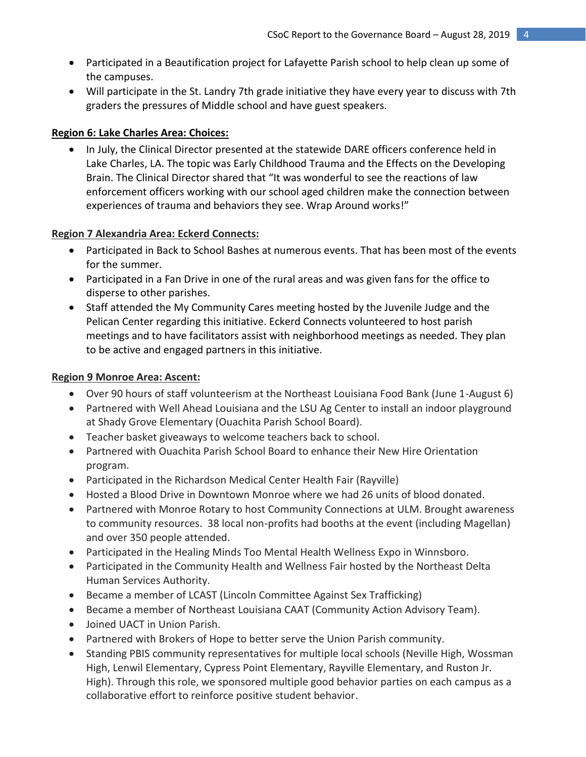- Participated in a Beautification project for Lafayette Parish school to help clean up some of the campuses.
- Will participate in the St. Landry 7th grade initiative they have every year to discuss with 7th graders the pressures of Middle school and have guest speakers.

**Region 6: Lake Charles Area: Choices:**

- In July, the Clinical Director presented at the statewide DARE officers conference held in Lake Charles, LA. The topic was Early Childhood Trauma and the Effects on the Developing Brain. The Clinical Director shared that "It was wonderful to see the reactions of law enforcement officers working with our school aged children make the connection between experiences of trauma and behaviors they see. Wrap Around works!"

**Region 7 Alexandria Area: Eckerd Connects:**

- Participated in Back to School Bashes at numerous events. That has been most of the events for the summer.
- Participated in a Fan Drive in one of the rural areas and was given fans for the office to disperse to other parishes.
- Staff attended the My Community Cares meeting hosted by the Juvenile Judge and the Pelican Center regarding this initiative. Eckerd Connects volunteered to host parish meetings and to have facilitators assist with neighborhood meetings as needed. They plan to be active and engaged partners in this initiative.

**Region 9 Monroe Area: Ascent:**

- Over 90 hours of staff volunteerism at the Northeast Louisiana Food Bank (June 1-August 6)
- Partnered with Well Ahead Louisiana and the LSU Ag Center to install an indoor playground at Shady Grove Elementary (Ouachita Parish School Board).
- Teacher basket giveaways to welcome teachers back to school.
- Partnered with Ouachita Parish School Board to enhance their New Hire Orientation program.
- Participated in the Richardson Medical Center Health Fair (Rayville)
- Hosted a Blood Drive in Downtown Monroe where we had 26 units of blood donated.
- Partnered with Monroe Rotary to host Community Connections at ULM. Brought awareness to community resources. 38 local non-profits had booths at the event (including Magellan) and over 350 people attended.
- Participated in the Healing Minds Too Mental Health Wellness Expo in Winnsboro.
- Participated in the Community Health and Wellness Fair hosted by the Northeast Delta Human Services Authority.
- Became a member of LCAST (Lincoln Committee Against Sex Trafficking)
- Became a member of Northeast Louisiana CAAT (Community Action Advisory Team).
- Joined UACT in Union Parish.
- Partnered with Brokers of Hope to better serve the Union Parish community.
- Standing PBIS community representatives for multiple local schools (Neville High, Wossman High, Lenwil Elementary, Cypress Point Elementary, Rayville Elementary, and Ruston Jr. High). Through this role, we sponsored multiple good behavior parties on each campus as a collaborative effort to reinforce positive student behavior.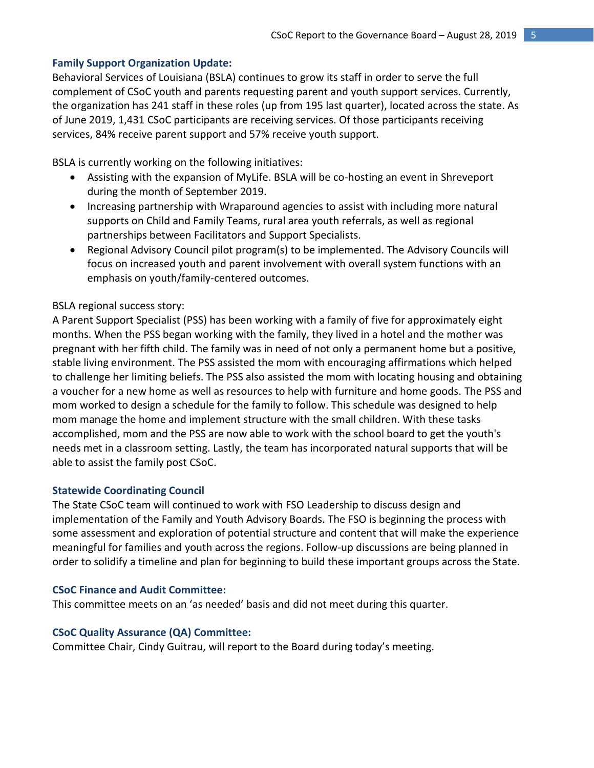### Family Support Organization Update:

Behavioral Services of Louisiana (BSLA) continues to grow its staff in order to serve the full complement of CSoC youth and parents requesting parent and youth support services. Currently, the organization has 241 staff in these roles (up from 195 last quarter), located across the state. As of June 2019, 1,431 CSoC participants are receiving services. Of those participants receiving services, 84% receive parent support and 57% receive youth support.

BSLA is currently working on the following initiatives:

- Assisting with the expansion of MyLife. BSLA will be co-hosting an event in Shreveport during the month of September 2019.
- Increasing partnership with Wraparound agencies to assist with including more natural supports on Child and Family Teams, rural area youth referrals, as well as regional partnerships between Facilitators and Support Specialists.
- Regional Advisory Council pilot program(s) to be implemented. The Advisory Councils will focus on increased youth and parent involvement with overall system functions with an emphasis on youth/family-centered outcomes.

BSLA regional success story:

A Parent Support Specialist (PSS) has been working with a family of five for approximately eight months. When the PSS began working with the family, they lived in a hotel and the mother was pregnant with her fifth child. The family was in need of not only a permanent home but a positive, stable living environment. The PSS assisted the mom with encouraging affirmations which helped to challenge her limiting beliefs. The PSS also assisted the mom with locating housing and obtaining a voucher for a new home as well as resources to help with furniture and home goods. The PSS and mom worked to design a schedule for the family to follow. This schedule was designed to help mom manage the home and implement structure with the small children. With these tasks accomplished, mom and the PSS are now able to work with the school board to get the youth's needs met in a classroom setting. Lastly, the team has incorporated natural supports that will be able to assist the family post CSoC.

### Statewide Coordinating Council

The State CSoC team will continued to work with FSO Leadership to discuss design and implementation of the Family and Youth Advisory Boards. The FSO is beginning the process with some assessment and exploration of potential structure and content that will make the experience meaningful for families and youth across the regions. Follow-up discussions are being planned in order to solidify a timeline and plan for beginning to build these important groups across the State.

### CSoC Finance and Audit Committee:

This committee meets on an 'as needed' basis and did not meet during this quarter.

### CSoC Quality Assurance (QA) Committee:

Committee Chair, Cindy Guitrau, will report to the Board during today's meeting.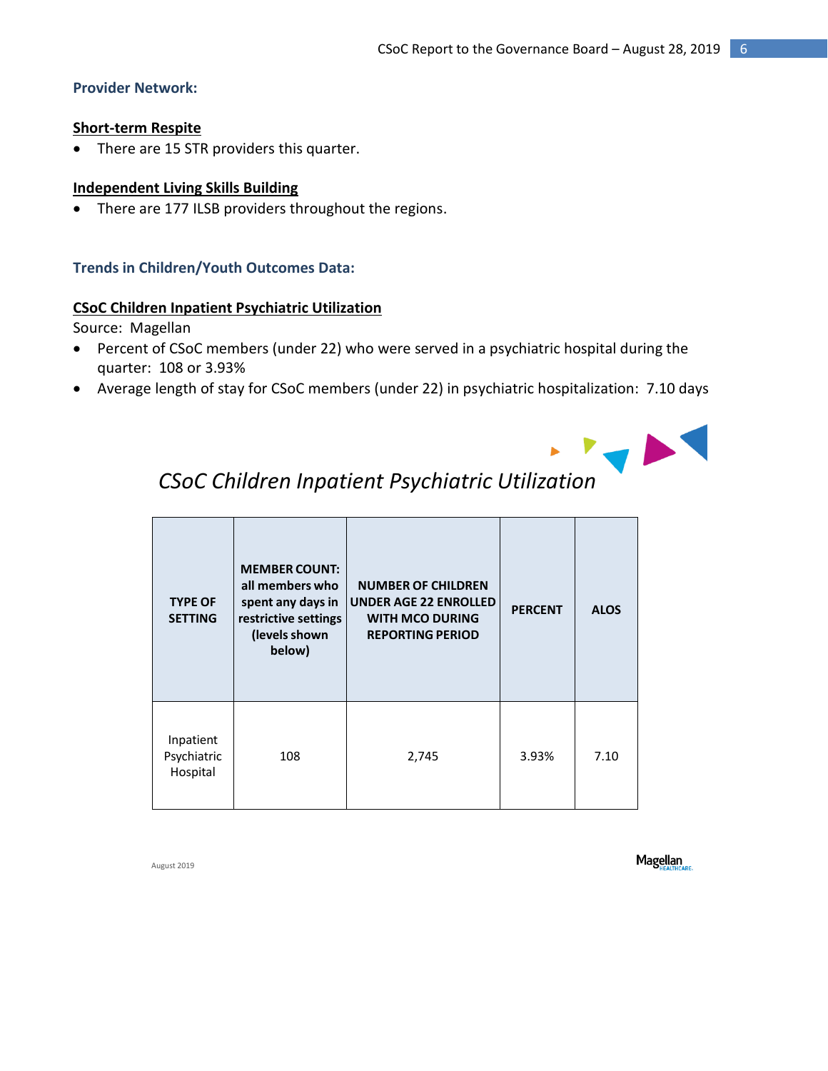## Provider Network:

### Short-term Respite

- There are 15 STR providers this quarter.

### Independent Living Skills Building

- There are 177 ILSB providers throughout the regions.

## Trends in Children/Youth Outcomes Data:

### CSoC Children Inpatient Psychiatric Utilization

Source: Magellan

- Percent of CSoC members (under 22) who were served in a psychiatric hospital during the quarter: 108 or 3.93%
- Average length of stay for CSoC members (under 22) in psychiatric hospitalization: 7.10 days

*CSoC Children Inpatient Psychiatric Utilization*

| TYPE OF SETTING | MEMBER COUNT: all members who spent any days in restrictive settings (levels shown below) | NUMBER OF CHILDREN UNDER AGE 22 ENROLLED WITH MCO DURING REPORTING PERIOD | PERCENT | ALOS |
|---|---|---|---|---|
| Inpatient Psychiatric Hospital | 108 | 2,745 | 3.93% | 7.10 |

August 2019

Magellan HEALTHCARE.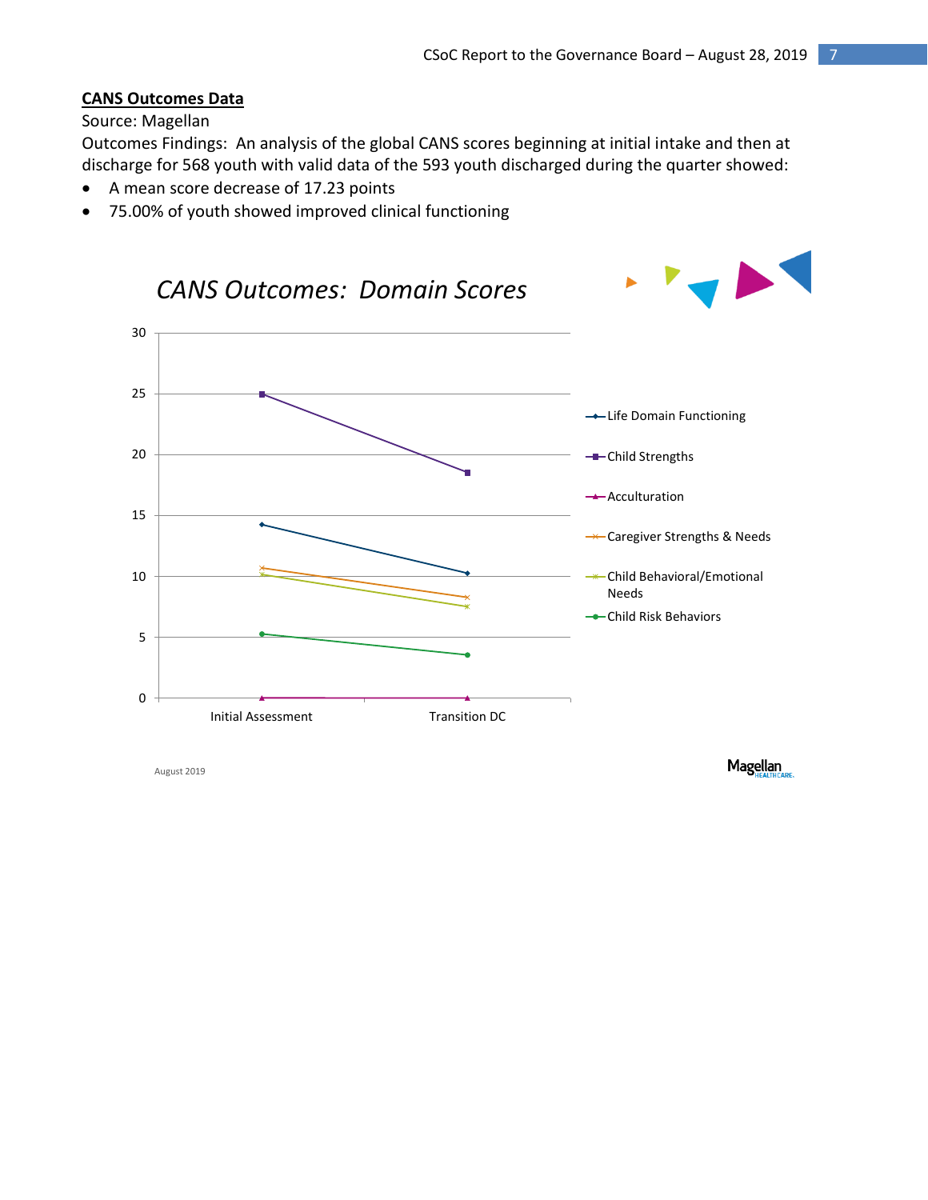**CANS Outcomes Data**

Source: Magellan

Outcomes Findings: An analysis of the global CANS scores beginning at initial intake and then at discharge for 568 youth with valid data of the 593 youth discharged during the quarter showed:

- A mean score decrease of 17.23 points
- 75.00% of youth showed improved clinical functioning

*CANS Outcomes: Domain Scores*

Legend: Life Domain Functioning; Child Strengths; Acculturation; Caregiver Strengths & Needs; Child Behavioral/Emotional Needs; Child Risk Behaviors

X-axis: Initial Assessment, Transition DC

Y-axis: 0, 5, 10, 15, 20, 25, 30

August 2019

Magellan HEALTHCARE.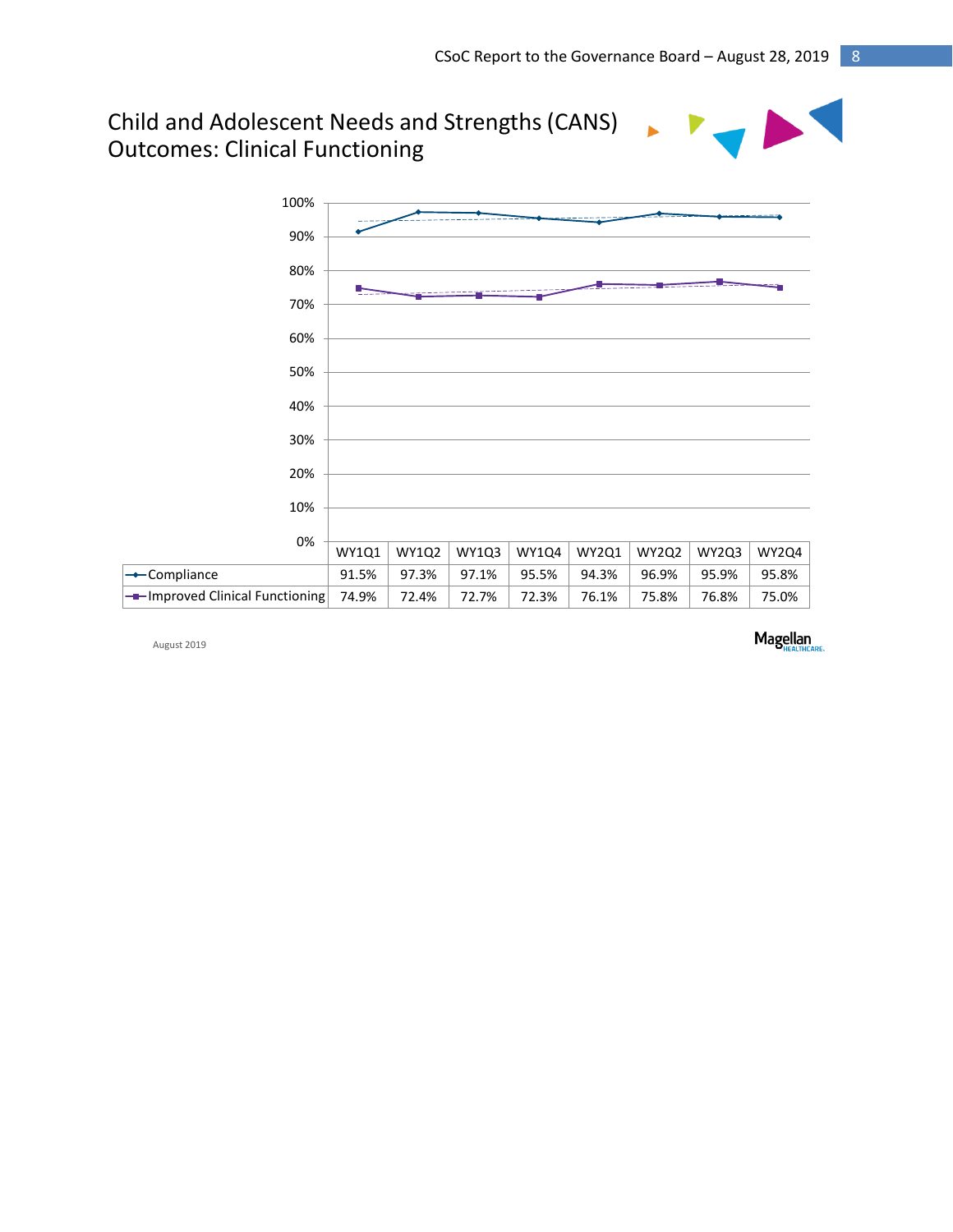# Child and Adolescent Needs and Strengths (CANS) Outcomes: Clinical Functioning

| | WY1Q1 | WY1Q2 | WY1Q3 | WY1Q4 | WY2Q1 | WY2Q2 | WY2Q3 | WY2Q4 |
|---|---|---|---|---|---|---|---|---|
| Compliance | 91.5% | 97.3% | 97.1% | 95.5% | 94.3% | 96.9% | 95.9% | 95.8% |
| Improved Clinical Functioning | 74.9% | 72.4% | 72.7% | 72.3% | 76.1% | 75.8% | 76.8% | 75.0% |

August 2019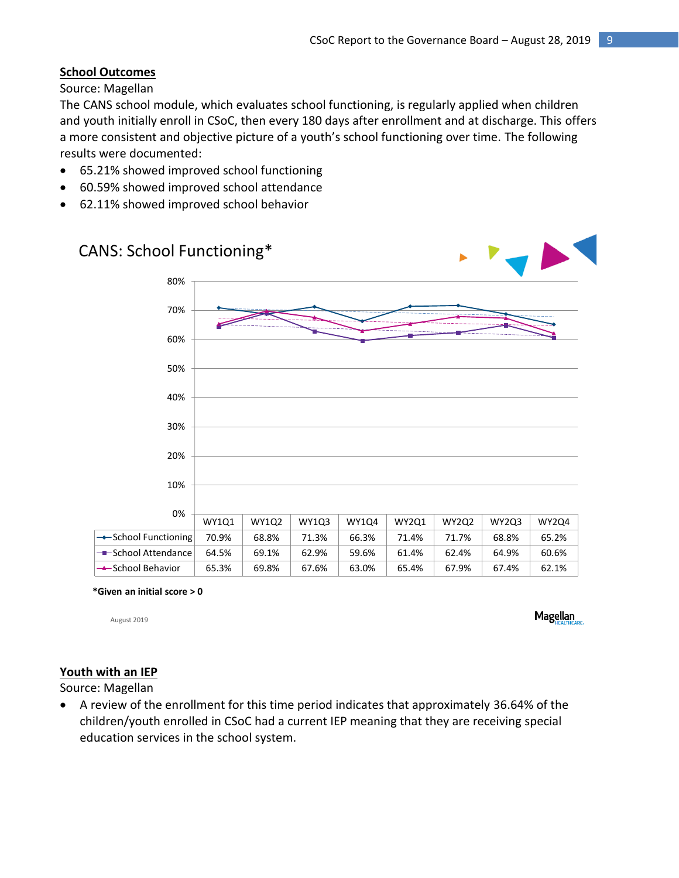## School Outcomes

Source: Magellan

The CANS school module, which evaluates school functioning, is regularly applied when children and youth initially enroll in CSoC, then every 180 days after enrollment and at discharge. This offers a more consistent and objective picture of a youth's school functioning over time. The following results were documented:

- 65.21% showed improved school functioning
- 60.59% showed improved school attendance
- 62.11% showed improved school behavior

### CANS: School Functioning*

| | WY1Q1 | WY1Q2 | WY1Q3 | WY1Q4 | WY2Q1 | WY2Q2 | WY2Q3 | WY2Q4 |
|---|---|---|---|---|---|---|---|---|
| School Functioning | 70.9% | 68.8% | 71.3% | 66.3% | 71.4% | 71.7% | 68.8% | 65.2% |
| School Attendance | 64.5% | 69.1% | 62.9% | 59.6% | 61.4% | 62.4% | 64.9% | 60.6% |
| School Behavior | 65.3% | 69.8% | 67.6% | 63.0% | 65.4% | 67.9% | 67.4% | 62.1% |

***Given an initial score > 0**

August 2019

Magellan HEALTHCARE.

## Youth with an IEP

Source: Magellan

- A review of the enrollment for this time period indicates that approximately 36.64% of the children/youth enrolled in CSoC had a current IEP meaning that they are receiving special education services in the school system.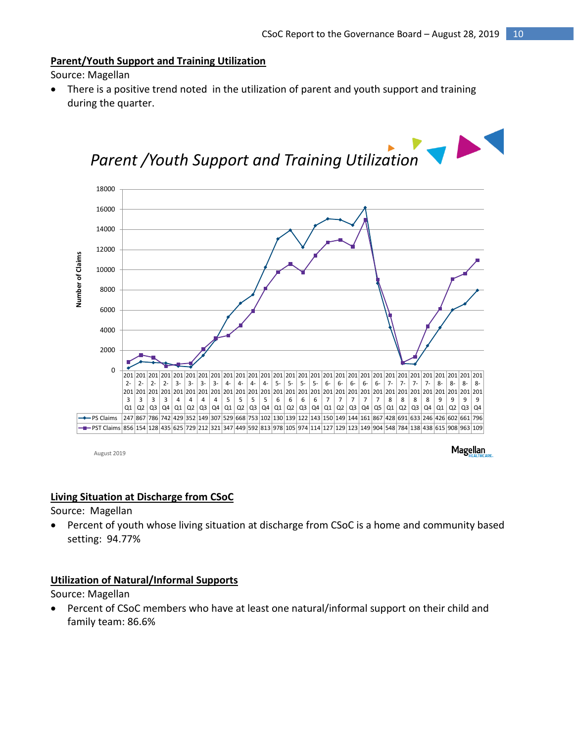## Parent/Youth Support and Training Utilization

Source: Magellan

- There is a positive trend noted in the utilization of parent and youth support and training during the quarter.

Parent /Youth Support and Training Utilization

Number of Claims

0, 2000, 4000, 6000, 8000, 10000, 12000, 14000, 16000, 18000

2012-2013 Q1, 2012-2013 Q2, 2012-2013 Q3, 2012-2013 Q4, 2013-2014 Q1, 2013-2014 Q2, 2013-2014 Q3, 2013-2014 Q4, 2014-2015 Q1, 2014-2015 Q2, 2014-2015 Q3, 2014-2015 Q4, 2015-2016 Q1, 2015-2016 Q2, 2015-2016 Q3, 2015-2016 Q4, 2016-2017 Q1, 2016-2017 Q2, 2016-2017 Q3, 2016-2017 Q4, 2016-2017 Q5, 2017-2018 Q1, 2017-2018 Q2, 2017-2018 Q3, 2017-2018 Q4, 2018-2019 Q1, 2018-2019 Q2, 2018-2019 Q3, 2018-2019 Q4

PS Claims: 247, 867, 786, 742, 429, 352, 149, 307, 529, 668, 753, 102, 130, 139, 122, 143, 150, 149, 144, 161, 867, 428, 691, 633, 246, 426, 602, 661, 796

PST Claims: 856, 154, 128, 435, 625, 729, 212, 321, 347, 449, 592, 813, 978, 105, 974, 114, 127, 129, 123, 149, 904, 548, 784, 138, 438, 615, 908, 963, 109

August 2019

Magellan HEALTHCARE.

## Living Situation at Discharge from CSoC

Source: Magellan

- Percent of youth whose living situation at discharge from CSoC is a home and community based setting: 94.77%

## Utilization of Natural/Informal Supports

Source: Magellan

- Percent of CSoC members who have at least one natural/informal support on their child and family team: 86.6%